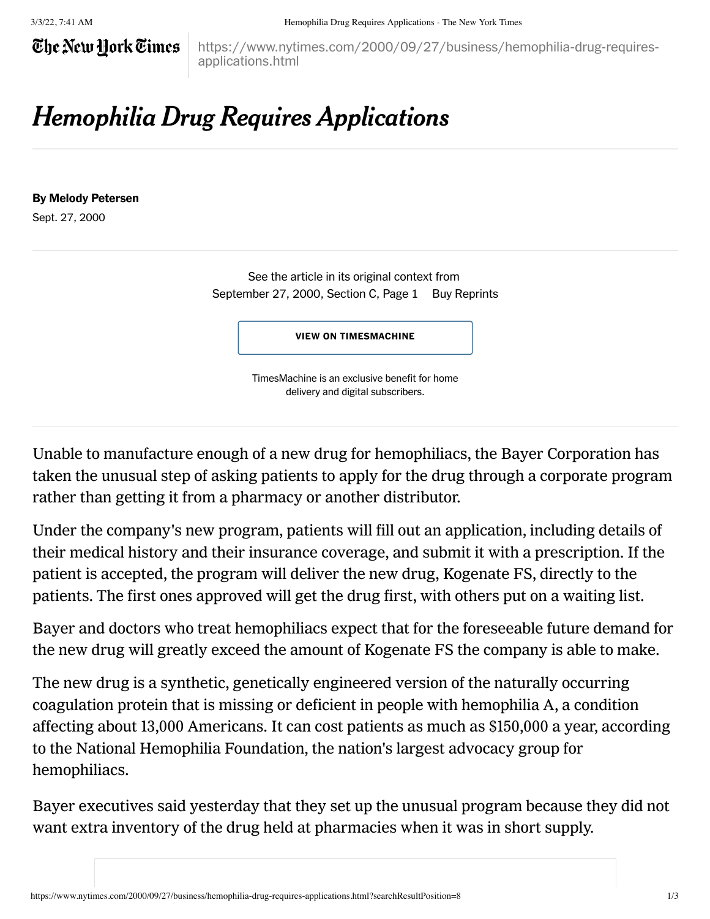# *Hemophilia Drug Requires Applications*

**By Melody Petersen**

Sept. 27, 2000

See the article in its original context from September 27, 2000, Section C, Page 1 Buy Reprints

VIEW ON TIMESMACHINE

TimesMachine is an exclusive benefit for home delivery and digital subscribers.

Unable to manufacture enough of a new drug for hemophiliacs, the Bayer Corporation has taken the unusual step of asking patients to apply for the drug through a corporate program rather than getting it from a pharmacy or another distributor.

Under the company's new program, patients will fill out an application, including details of their medical history and their insurance coverage, and submit it with a prescription. If the patient is accepted, the program will deliver the new drug, Kogenate FS, directly to the patients. The first ones approved will get the drug first, with others put on a waiting list.

Bayer and doctors who treat hemophiliacs expect that for the foreseeable future demand for the new drug will greatly exceed the amount of Kogenate FS the company is able to make.

The new drug is a synthetic, genetically engineered version of the naturally occurring coagulation protein that is missing or deficient in people with hemophilia A, a condition affecting about 13,000 Americans. It can cost patients as much as $150,000 a year, according to the National Hemophilia Foundation, the nation's largest advocacy group for hemophiliacs.

Bayer executives said yesterday that they set up the unusual program because they did not want extra inventory of the drug held at pharmacies when it was in short supply.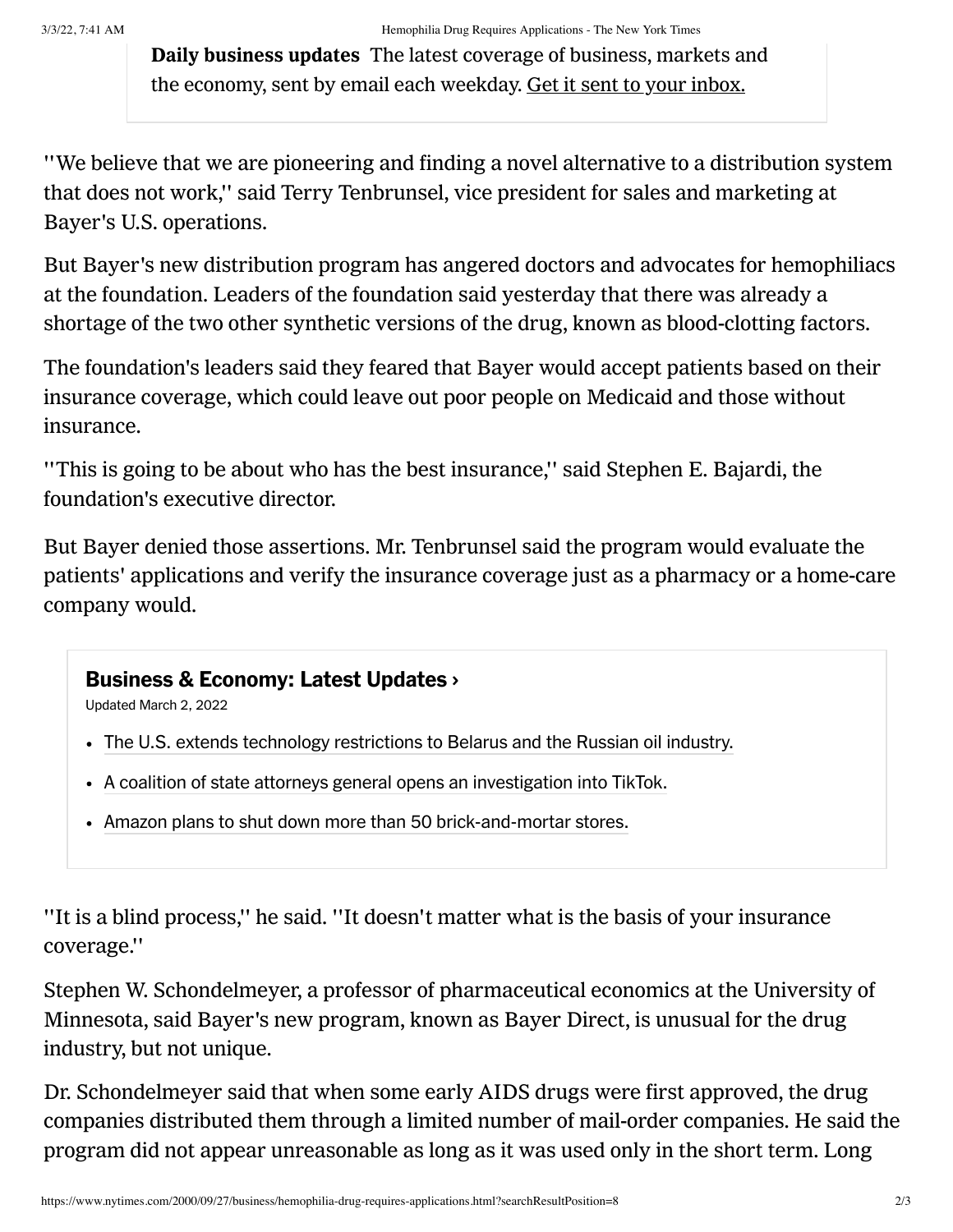"We believe that we are pioneering and finding a novel alternative to a distribution system that does not work," said Terry Tenbrunsel, vice president for sales and marketing at Bayer's U.S. operations.

But Bayer's new distribution program has angered doctors and advocates for hemophiliacs at the foundation. Leaders of the foundation said yesterday that there was already a shortage of the two other synthetic versions of the drug, known as blood-clotting factors.

The foundation's leaders said they feared that Bayer would accept patients based on their insurance coverage, which could leave out poor people on Medicaid and those without insurance.

"This is going to be about who has the best insurance," said Stephen E. Bajardi, the foundation's executive director.

But Bayer denied those assertions. Mr. Tenbrunsel said the program would evaluate the patients' applications and verify the insurance coverage just as a pharmacy or a home-care company would.

"It is a blind process," he said. "It doesn't matter what is the basis of your insurance coverage."

Stephen W. Schondelmeyer, a professor of pharmaceutical economics at the University of Minnesota, said Bayer's new program, known as Bayer Direct, is unusual for the drug industry, but not unique.

Dr. Schondelmeyer said that when some early AIDS drugs were first approved, the drug companies distributed them through a limited number of mail-order companies. He said the program did not appear unreasonable as long as it was used only in the short term. Long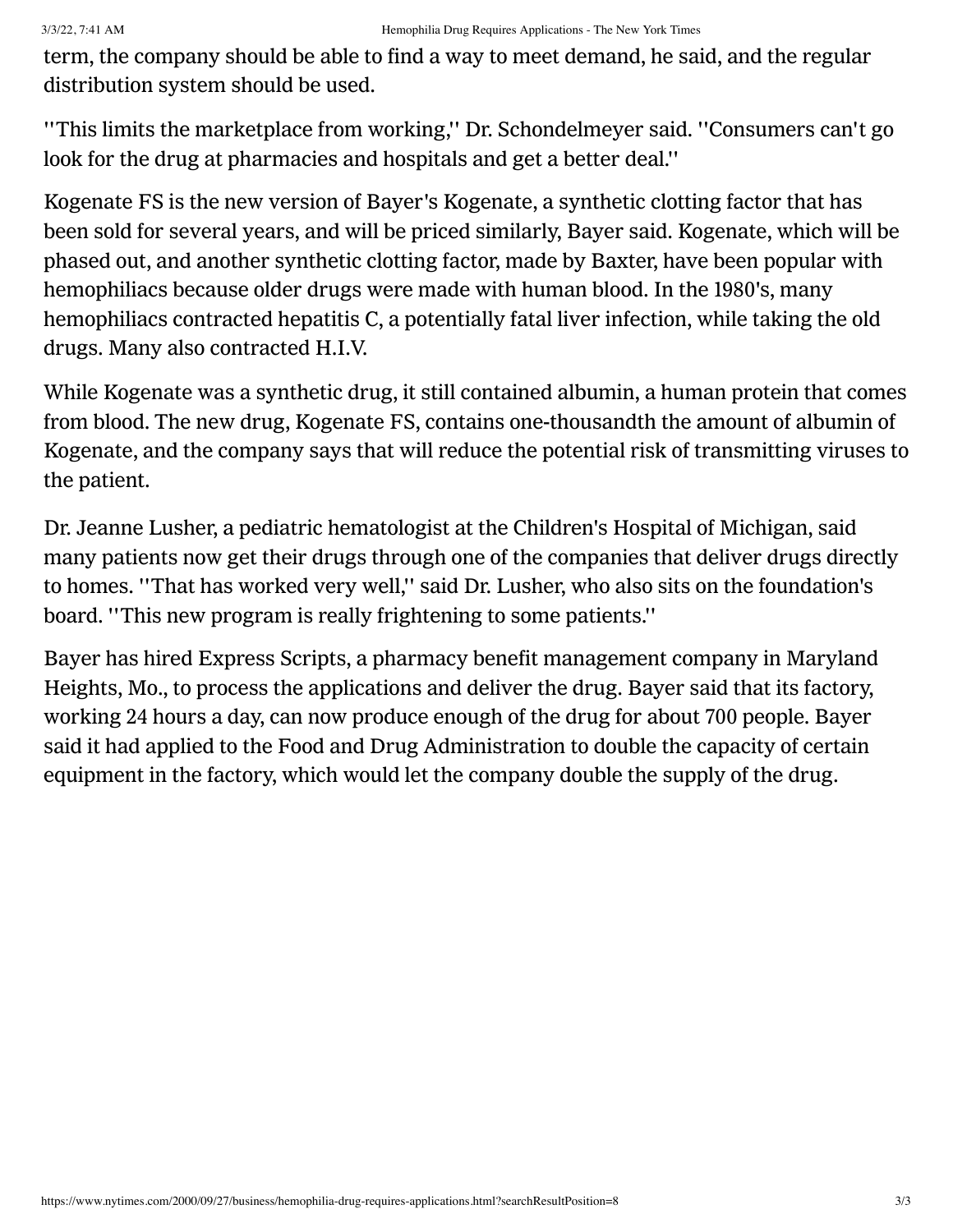term, the company should be able to find a way to meet demand, he said, and the regular distribution system should be used.

''This limits the marketplace from working,'' Dr. Schondelmeyer said. ''Consumers can't go look for the drug at pharmacies and hospitals and get a better deal.''

Kogenate FS is the new version of Bayer's Kogenate, a synthetic clotting factor that has been sold for several years, and will be priced similarly, Bayer said. Kogenate, which will be phased out, and another synthetic clotting factor, made by Baxter, have been popular with hemophiliacs because older drugs were made with human blood. In the 1980's, many hemophiliacs contracted hepatitis C, a potentially fatal liver infection, while taking the old drugs. Many also contracted H.I.V.

While Kogenate was a synthetic drug, it still contained albumin, a human protein that comes from blood. The new drug, Kogenate FS, contains one-thousandth the amount of albumin of Kogenate, and the company says that will reduce the potential risk of transmitting viruses to the patient.

Dr. Jeanne Lusher, a pediatric hematologist at the Children's Hospital of Michigan, said many patients now get their drugs through one of the companies that deliver drugs directly to homes. ''That has worked very well,'' said Dr. Lusher, who also sits on the foundation's board. ''This new program is really frightening to some patients.''

Bayer has hired Express Scripts, a pharmacy benefit management company in Maryland Heights, Mo., to process the applications and deliver the drug. Bayer said that its factory, working 24 hours a day, can now produce enough of the drug for about 700 people. Bayer said it had applied to the Food and Drug Administration to double the capacity of certain equipment in the factory, which would let the company double the supply of the drug.